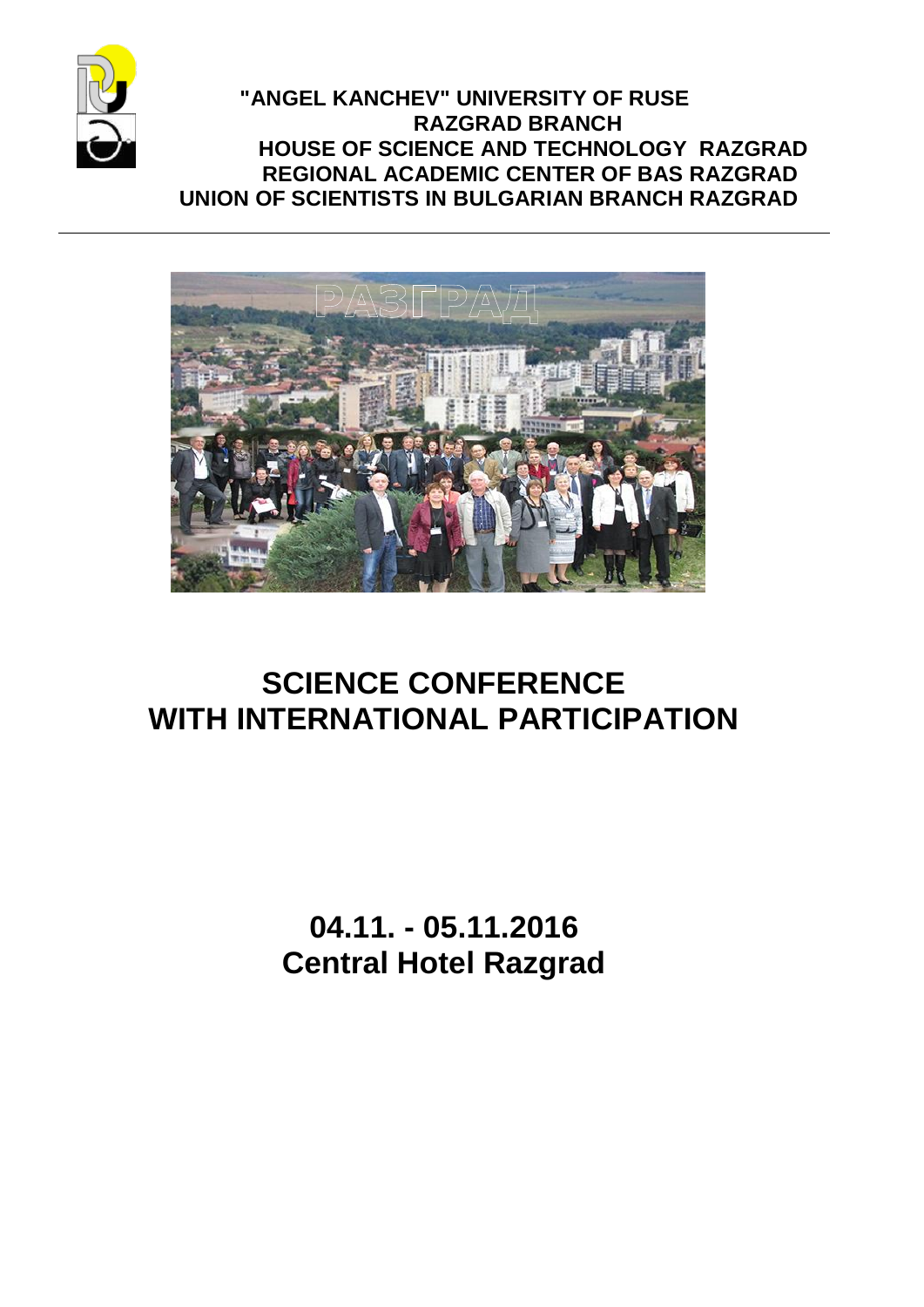**"ANGEL KANCHEV" UNIVERSITY OF RUSE**
**RAZGRAD BRANCH**
**HOUSE OF SCIENCE AND TECHNOLOGY RAZGRAD**
**REGIONAL ACADEMIC CENTER OF BAS RAZGRAD**
**UNION OF SCIENTISTS IN BULGARIAN BRANCH RAZGRAD**

---

# SCIENCE CONFERENCE WITH INTERNATIONAL PARTICIPATION

## 04.11. - 05.11.2016
## Central Hotel Razgrad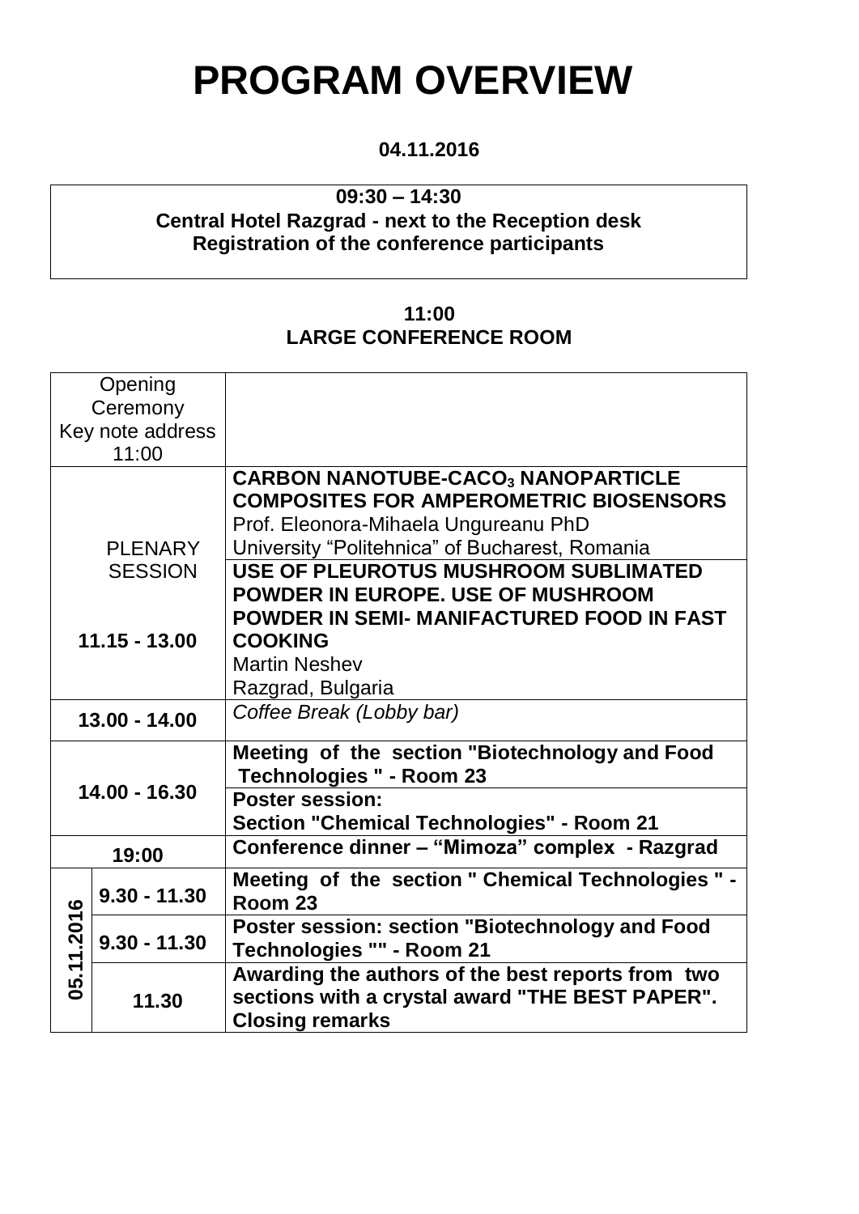# PROGRAM OVERVIEW

**04.11.2016**

| **09:30 – 14:30** |
| --- |
| **Central Hotel Razgrad - next to the Reception desk** |
| **Registration of the conference participants** |

**11:00**
**LARGE CONFERENCE ROOM**

| | | |
| --- | --- | --- |
| Opening Ceremony Key note address 11:00 | | |
| PLENARY SESSION **11.15 - 13.00** | | **CARBON NANOTUBE-$CaCO_3$ NANOPARTICLE COMPOSITES FOR AMPEROMETRIC BIOSENSORS** Prof. Eleonora-Mihaela Ungureanu PhD University "Politehnica" of Bucharest, Romania |
| | | **USE OF PLEUROTUS MUSHROOM SUBLIMATED POWDER IN EUROPE. USE OF MUSHROOM POWDER IN SEMI- MANIFACTURED FOOD IN FAST COOKING** Martin Neshev Razgrad, Bulgaria |
| **13.00 - 14.00** | | *Coffee Break (Lobby bar)* |
| **14.00 - 16.30** | | **Meeting of the section "Biotechnology and Food Technologies " - Room 23** |
| | | **Poster session: Section "Chemical Technologies" - Room 21** |
| **19:00** | | **Conference dinner – "Mimoza" complex - Razgrad** |
| **05.11.2016** | **9.30 - 11.30** | **Meeting of the section " Chemical Technologies " - Room 23** |
| | **9.30 - 11.30** | **Poster session: section "Biotechnology and Food Technologies "" - Room 21** |
| | **11.30** | **Awarding the authors of the best reports from two sections with a crystal award "THE BEST PAPER". Closing remarks** |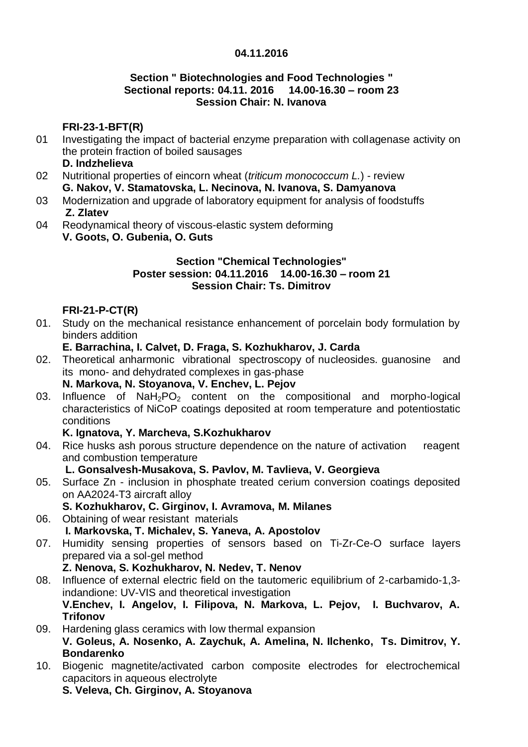**04.11.2016**

**Section " Biotechnologies and Food Technologies "**
**Sectional reports: 04.11. 2016 14.00-16.30 – room 23**
**Session Chair: N. Ivanova**

**FRI-23-1-BFT(R)**

01 Investigating the impact of bacterial enzyme preparation with collagenase activity on the protein fraction of boiled sausages
**D. Indzhelieva**

02 Nutritional properties of eincorn wheat (*triticum monococcum L.*) - review
**G. Nakov, V. Stamatovska, L. Necinova, N. Ivanova, S. Damyanova**

03 Modernization and upgrade of laboratory equipment for analysis of foodstuffs
**Z. Zlatev**

04 Reodynamical theory of viscous-elastic system deforming
**V. Goots, O. Gubenia, O. Guts**

**Section "Chemical Technologies"**
**Poster session: 04.11.2016 14.00-16.30 – room 21**
**Session Chair: Ts. Dimitrov**

**FRI-21-P-CT(R)**

01. Study on the mechanical resistance enhancement of porcelain body formulation by binders addition
**E. Barrachina, I. Calvet, D. Fraga, S. Kozhukharov, J. Carda**

02. Theoretical anharmonic vibrational spectroscopy of nucleosides. guanosine and its mono- and dehydrated complexes in gas-phase
**N. Markova, N. Stoyanova, V. Enchev, L. Pejov**

03. Influence of $NaH_2PO_2$ content on the compositional and morpho-logical characteristics of NiCoP coatings deposited at room temperature and potentiostatic conditions
**K. Ignatova, Y. Marcheva, S.Kozhukharov**

04. Rice husks ash porous structure dependence on the nature of activation reagent and combustion temperature
**L. Gonsalvesh-Musakova, S. Pavlov, M. Tavlieva, V. Georgieva**

05. Surface Zn - inclusion in phosphate treated cerium conversion coatings deposited on AA2024-T3 aircraft alloy
**S. Kozhukharov, C. Girginov, I. Avramova, M. Milanes**

06. Obtaining of wear resistant materials
**I. Markovska, T. Michalev, S. Yaneva, A. Apostolov**

07. Humidity sensing properties of sensors based on Ti-Zr-Ce-O surface layers prepared via a sol-gel method
**Z. Nenova, S. Kozhukharov, N. Nedev, T. Nenov**

08. Influence of external electric field on the tautomeric equilibrium of 2-carbamido-1,3-indandione: UV-VIS and theoretical investigation
**V.Enchev, I. Angelov, I. Filipova, N. Markova, L. Pejov, I. Buchvarov, A. Trifonov**

09. Hardening glass ceramics with low thermal expansion
**V. Goleus, A. Nosenko, A. Zaychuk, A. Amelina, N. Ilchenko, Ts. Dimitrov, Y. Bondarenko**

10. Biogenic magnetite/activated carbon composite electrodes for electrochemical capacitors in aqueous electrolyte
**S. Veleva, Ch. Girginov, A. Stoyanova**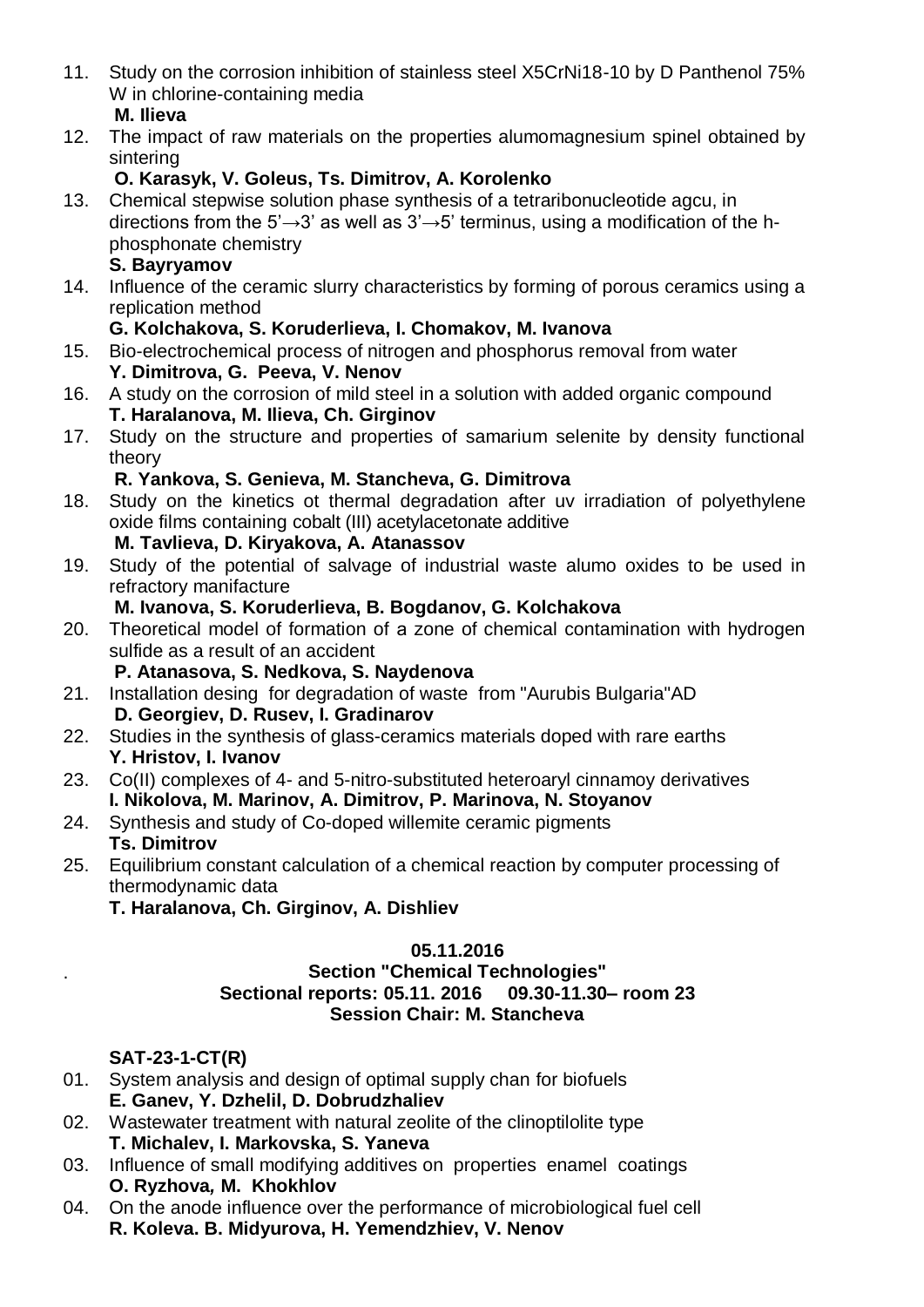11. Study on the corrosion inhibition of stainless steel X5CrNi18-10 by D Panthenol 75% W in chlorine-containing media
    **M. Ilieva**
12. The impact of raw materials on the properties alumomagnesium spinel obtained by sintering
    **O. Karasyk, V. Goleus, Ts. Dimitrov, A. Korolenko**
13. Chemical stepwise solution phase synthesis of a tetraribonucleotide agcu, in directions from the 5'→3' as well as 3'→5' terminus, using a modification of the h-phosphonate chemistry
    **S. Bayryamov**
14. Influence of the ceramic slurry characteristics by forming of porous ceramics using a replication method
    **G. Kolchakova, S. Koruderlieva, I. Chomakov, M. Ivanova**
15. Bio-electrochemical process of nitrogen and phosphorus removal from water
    **Y. Dimitrova, G. Peeva, V. Nenov**
16. A study on the corrosion of mild steel in a solution with added organic compound
    **T. Haralanova, M. Ilieva, Ch. Girginov**
17. Study on the structure and properties of samarium selenite by density functional theory
    **R. Yankova, S. Genieva, M. Stancheva, G. Dimitrova**
18. Study on the kinetics ot thermal degradation after uv irradiation of polyethylene oxide films containing cobalt (III) acetylacetonate additive
    **M. Tavlieva, D. Kiryakova, A. Atanassov**
19. Study of the potential of salvage of industrial waste alumo oxides to be used in refractory manifacture
    **M. Ivanova, S. Koruderlieva, B. Bogdanov, G. Kolchakova**
20. Theoretical model of formation of a zone of chemical contamination with hydrogen sulfide as a result of an accident
    **P. Atanasova, S. Nedkova, S. Naydenova**
21. Installation desing for degradation of waste from "Aurubis Bulgaria"AD
    **D. Georgiev, D. Rusev, I. Gradinarov**
22. Studies in the synthesis of glass-ceramics materials doped with rare earths
    **Y. Hristov, I. Ivanov**
23. Co(II) complexes of 4- and 5-nitro-substituted heteroaryl cinnamoy derivatives
    **I. Nikolova, M. Marinov, A. Dimitrov, P. Marinova, N. Stoyanov**
24. Synthesis and study of Co-doped willemite ceramic pigments
    **Ts. Dimitrov**
25. Equilibrium constant calculation of a chemical reaction by computer processing of thermodynamic data
    **T. Haralanova, Ch. Girginov, A. Dishliev**

**05.11.2016**

**Section "Chemical Technologies"**

**Sectional reports: 05.11. 2016 09.30-11.30– room 23**

**Session Chair: M. Stancheva**

**SAT-23-1-CT(R)**

01. System analysis and design of optimal supply chan for biofuels
    **E. Ganev, Y. Dzhelil, D. Dobrudzhaliev**
02. Wastewater treatment with natural zeolite of the clinoptilolite type
    **T. Michalev, I. Markovska, S. Yaneva**
03. Influence of small modifying additives on properties enamel coatings
    **O. Ryzhova, M. Khokhlov**
04. On the anode influence over the performance of microbiological fuel cell
    **R. Koleva. B. Midyurova, H. Yemendzhiev, V. Nenov**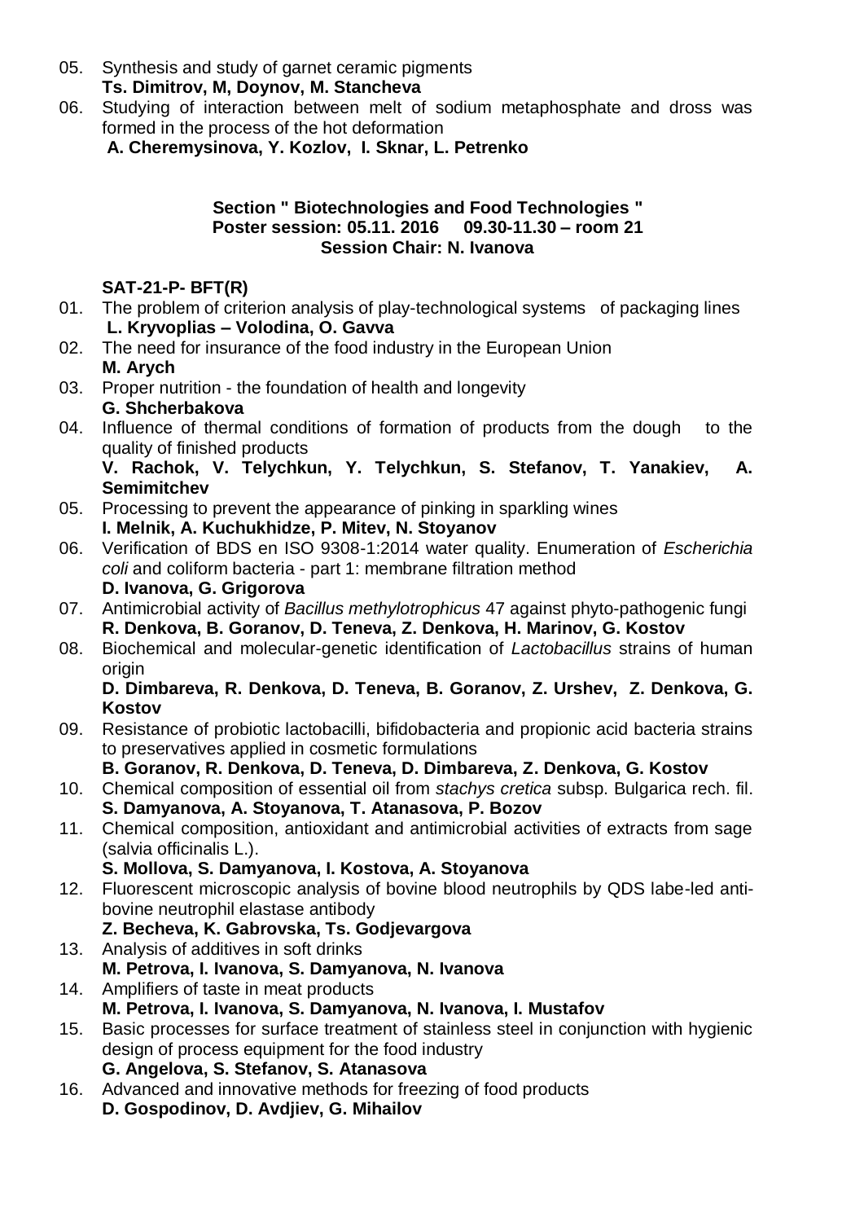05. Synthesis and study of garnet ceramic pigments
    **Ts. Dimitrov, M, Doynov, M. Stancheva**
06. Studying of interaction between melt of sodium metaphosphate and dross was formed in the process of the hot deformation
    **A. Cheremysinova, Y. Kozlov, I. Sknar, L. Petrenko**

**Section " Biotechnologies and Food Technologies "**
**Poster session: 05.11. 2016 09.30-11.30 – room 21**
**Session Chair: N. Ivanova**

**SAT-21-P- BFT(R)**

01. The problem of criterion analysis of play-technological systems of packaging lines
    **L. Kryvoplias – Volodina, O. Gavva**
02. The need for insurance of the food industry in the European Union
    **M. Arych**
03. Proper nutrition - the foundation of health and longevity
    **G. Shcherbakova**
04. Influence of thermal conditions of formation of products from the dough to the quality of finished products
    **V. Rachok, V. Telychkun, Y. Telychkun, S. Stefanov, T. Yanakiev, A. Semimitchev**
05. Processing to prevent the appearance of pinking in sparkling wines
    **I. Melnik, A. Kuchukhidze, P. Mitev, N. Stoyanov**
06. Verification of BDS en ISO 9308-1:2014 water quality. Enumeration of *Escherichia coli* and coliform bacteria - part 1: membrane filtration method
    **D. Ivanova, G. Grigorova**
07. Antimicrobial activity of *Bacillus methylotrophicus* 47 against phyto-pathogenic fungi
    **R. Denkova, B. Goranov, D. Teneva, Z. Denkova, H. Marinov, G. Kostov**
08. Biochemical and molecular-genetic identification of *Lactobacillus* strains of human origin
    **D. Dimbareva, R. Denkova, D. Teneva, B. Goranov, Z. Urshev, Z. Denkova, G. Kostov**
09. Resistance of probiotic lactobacilli, bifidobacteria and propionic acid bacteria strains to preservatives applied in cosmetic formulations
    **B. Goranov, R. Denkova, D. Teneva, D. Dimbareva, Z. Denkova, G. Kostov**
10. Chemical composition of essential oil from *stachys cretica* subsp. Bulgarica rech. fil.
    **S. Damyanova, A. Stoyanova, T. Atanasova, P. Bozov**
11. Chemical composition, antioxidant and antimicrobial activities of extracts from sage (salvia officinalis L.).
    **S. Mollova, S. Damyanova, I. Kostova, A. Stoyanova**
12. Fluorescent microscopic analysis of bovine blood neutrophils by QDS labe-led anti-bovine neutrophil elastase antibody
    **Z. Becheva, K. Gabrovska, Ts. Godjevargova**
13. Analysis of additives in soft drinks
    **M. Petrova, I. Ivanova, S. Damyanova, N. Ivanova**
14. Amplifiers of taste in meat products
    **M. Petrova, I. Ivanova, S. Damyanova, N. Ivanova, I. Mustafov**
15. Basic processes for surface treatment of stainless steel in conjunction with hygienic design of process equipment for the food industry
    **G. Angelova, S. Stefanov, S. Atanasova**
16. Advanced and innovative methods for freezing of food products
    **D. Gospodinov, D. Avdjiev, G. Mihailov**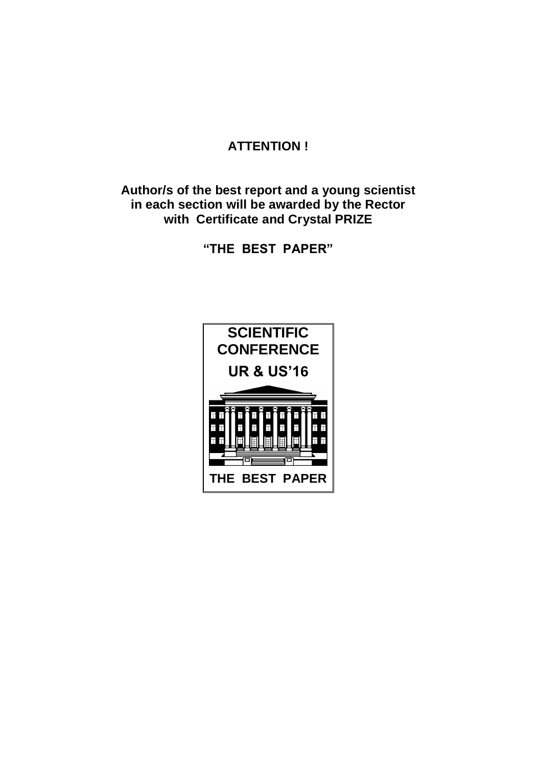**ATTENTION !**

**Author/s of the best report and a young scientist in each section will be awarded by the Rector with Certificate and Crystal PRIZE**

**"THE BEST PAPER"**

**SCIENTIFIC CONFERENCE**

**UR & US'16**

**THE BEST PAPER**